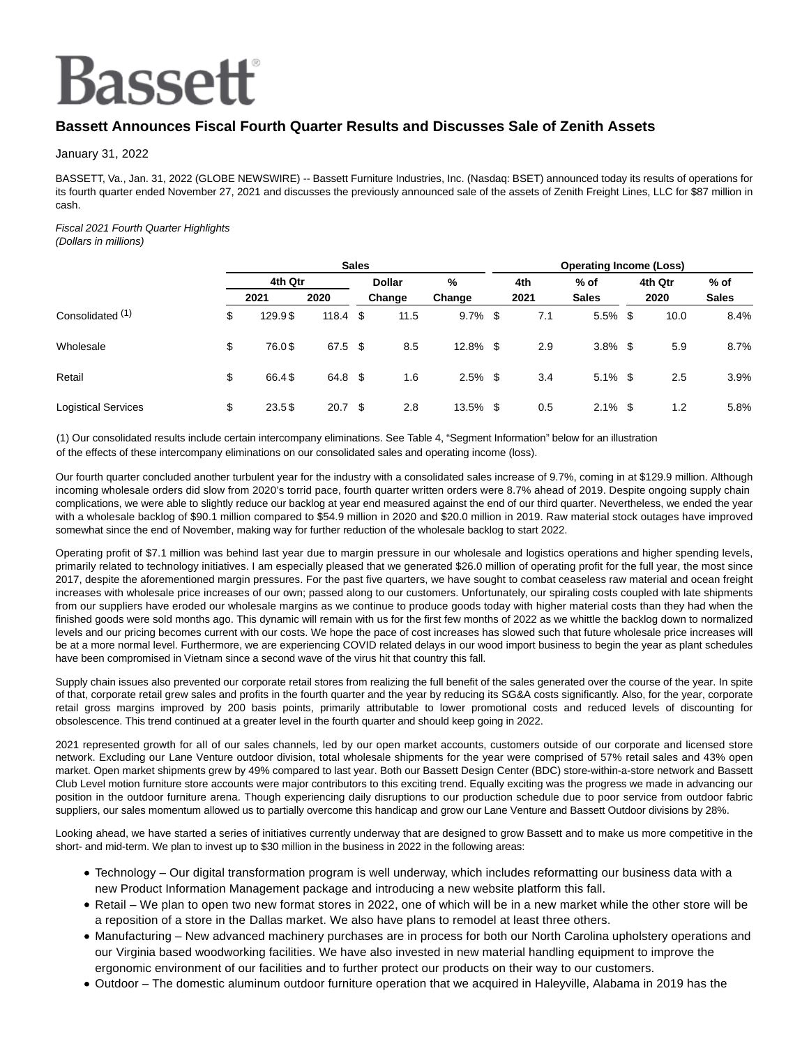# Bassett

## Bassett Announces Fiscal Fourth Quarter Results and Discusses Sale of Zenith Assets

January 31, 2022

BASSETT, Va., Jan. 31, 2022 (GLOBE NEWSWIRE) -- Bassett Furniture Industries, Inc. (Nasdaq: BSET) announced today its results of operations for its fourth quarter ended November 27, 2021 and discusses the previously announced sale of the assets of Zenith Freight Lines, LLC for $87 million in cash.

*Fiscal 2021 Fourth Quarter Highlights*
*(Dollars in millions)*

| | Sales | | | | Operating Income (Loss) | | | |
|---|---|---|---|---|---|---|---|---|
| | 4th Qtr | | Dollar | % | 4th | % of | 4th Qtr | % of |
| | 2021 | 2020 | Change | Change | 2021 | Sales | 2020 | Sales |
| Consolidated (1) | $ 129.9 | $ 118.4 | $ 11.5 | 9.7% | $ 7.1 | 5.5% | $ 10.0 | 8.4% |
| Wholesale | $ 76.0 | $ 67.5 | $ 8.5 | 12.8% | $ 2.9 | 3.8% | $ 5.9 | 8.7% |
| Retail | $ 66.4 | $ 64.8 | $ 1.6 | 2.5% | $ 3.4 | 5.1% | $ 2.5 | 3.9% |
| Logistical Services | $ 23.5 | $ 20.7 | $ 2.8 | 13.5% | $ 0.5 | 2.1% | $ 1.2 | 5.8% |

(1) Our consolidated results include certain intercompany eliminations. See Table 4, "Segment Information" below for an illustration of the effects of these intercompany eliminations on our consolidated sales and operating income (loss).

Our fourth quarter concluded another turbulent year for the industry with a consolidated sales increase of 9.7%, coming in at $129.9 million. Although incoming wholesale orders did slow from 2020's torrid pace, fourth quarter written orders were 8.7% ahead of 2019. Despite ongoing supply chain complications, we were able to slightly reduce our backlog at year end measured against the end of our third quarter. Nevertheless, we ended the year with a wholesale backlog of $90.1 million compared to $54.9 million in 2020 and $20.0 million in 2019. Raw material stock outages have improved somewhat since the end of November, making way for further reduction of the wholesale backlog to start 2022.

Operating profit of $7.1 million was behind last year due to margin pressure in our wholesale and logistics operations and higher spending levels, primarily related to technology initiatives. I am especially pleased that we generated $26.0 million of operating profit for the full year, the most since 2017, despite the aforementioned margin pressures. For the past five quarters, we have sought to combat ceaseless raw material and ocean freight increases with wholesale price increases of our own; passed along to our customers. Unfortunately, our spiraling costs coupled with late shipments from our suppliers have eroded our wholesale margins as we continue to produce goods today with higher material costs than they had when the finished goods were sold months ago. This dynamic will remain with us for the first few months of 2022 as we whittle the backlog down to normalized levels and our pricing becomes current with our costs. We hope the pace of cost increases has slowed such that future wholesale price increases will be at a more normal level. Furthermore, we are experiencing COVID related delays in our wood import business to begin the year as plant schedules have been compromised in Vietnam since a second wave of the virus hit that country this fall.

Supply chain issues also prevented our corporate retail stores from realizing the full benefit of the sales generated over the course of the year. In spite of that, corporate retail grew sales and profits in the fourth quarter and the year by reducing its SG&A costs significantly. Also, for the year, corporate retail gross margins improved by 200 basis points, primarily attributable to lower promotional costs and reduced levels of discounting for obsolescence. This trend continued at a greater level in the fourth quarter and should keep going in 2022.

2021 represented growth for all of our sales channels, led by our open market accounts, customers outside of our corporate and licensed store network. Excluding our Lane Venture outdoor division, total wholesale shipments for the year were comprised of 57% retail sales and 43% open market. Open market shipments grew by 49% compared to last year. Both our Bassett Design Center (BDC) store-within-a-store network and Bassett Club Level motion furniture store accounts were major contributors to this exciting trend. Equally exciting was the progress we made in advancing our position in the outdoor furniture arena. Though experiencing daily disruptions to our production schedule due to poor service from outdoor fabric suppliers, our sales momentum allowed us to partially overcome this handicap and grow our Lane Venture and Bassett Outdoor divisions by 28%.

Looking ahead, we have started a series of initiatives currently underway that are designed to grow Bassett and to make us more competitive in the short- and mid-term. We plan to invest up to $30 million in the business in 2022 in the following areas:

- Technology – Our digital transformation program is well underway, which includes reformatting our business data with a new Product Information Management package and introducing a new website platform this fall.
- Retail – We plan to open two new format stores in 2022, one of which will be in a new market while the other store will be a reposition of a store in the Dallas market. We also have plans to remodel at least three others.
- Manufacturing – New advanced machinery purchases are in process for both our North Carolina upholstery operations and our Virginia based woodworking facilities. We have also invested in new material handling equipment to improve the ergonomic environment of our facilities and to further protect our products on their way to our customers.
- Outdoor – The domestic aluminum outdoor furniture operation that we acquired in Haleyville, Alabama in 2019 has the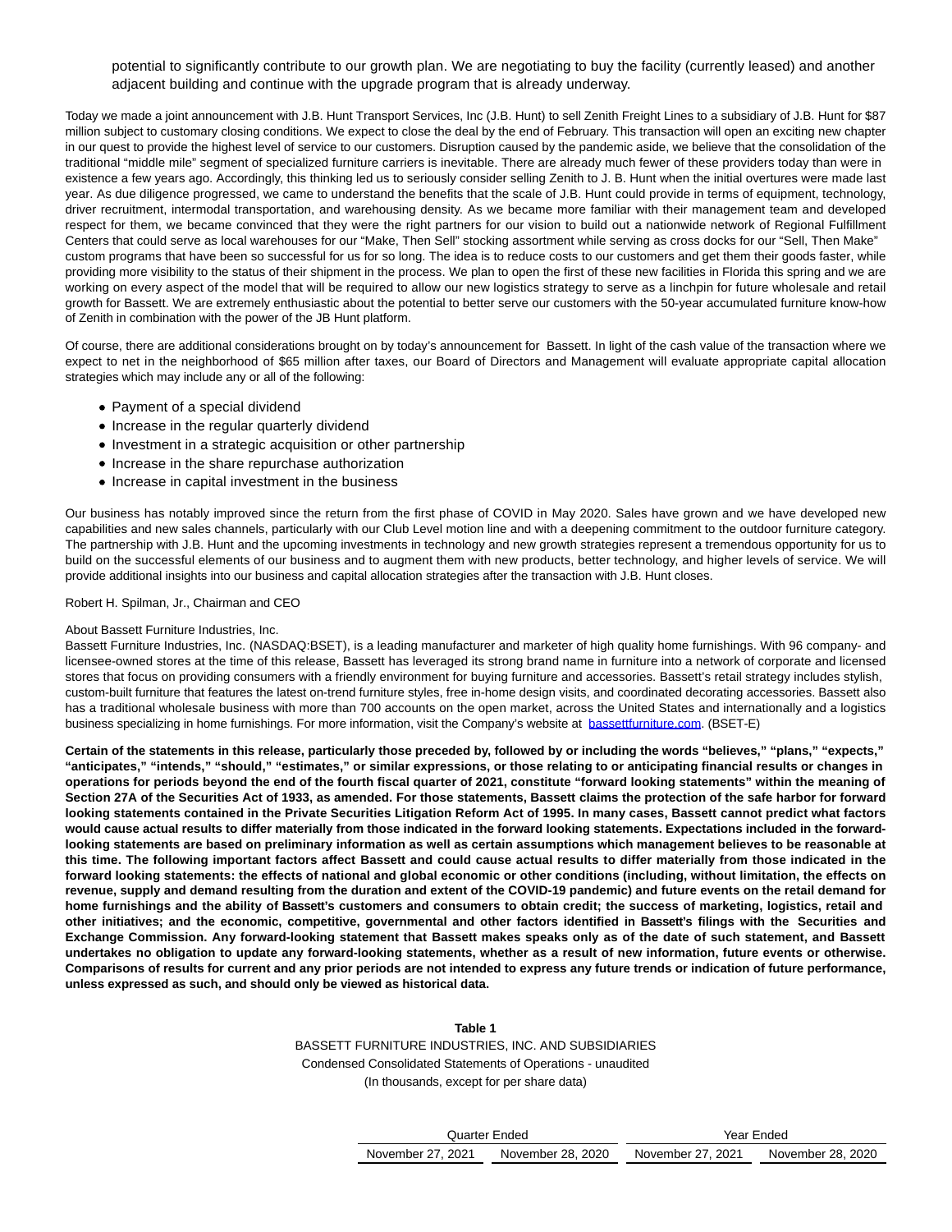potential to significantly contribute to our growth plan. We are negotiating to buy the facility (currently leased) and another adjacent building and continue with the upgrade program that is already underway.

Today we made a joint announcement with J.B. Hunt Transport Services, Inc (J.B. Hunt) to sell Zenith Freight Lines to a subsidiary of J.B. Hunt for $87 million subject to customary closing conditions. We expect to close the deal by the end of February. This transaction will open an exciting new chapter in our quest to provide the highest level of service to our customers. Disruption caused by the pandemic aside, we believe that the consolidation of the traditional "middle mile" segment of specialized furniture carriers is inevitable. There are already much fewer of these providers today than were in existence a few years ago. Accordingly, this thinking led us to seriously consider selling Zenith to J. B. Hunt when the initial overtures were made last year. As due diligence progressed, we came to understand the benefits that the scale of J.B. Hunt could provide in terms of equipment, technology, driver recruitment, intermodal transportation, and warehousing density. As we became more familiar with their management team and developed respect for them, we became convinced that they were the right partners for our vision to build out a nationwide network of Regional Fulfillment Centers that could serve as local warehouses for our "Make, Then Sell" stocking assortment while serving as cross docks for our "Sell, Then Make" custom programs that have been so successful for us for so long. The idea is to reduce costs to our customers and get them their goods faster, while providing more visibility to the status of their shipment in the process. We plan to open the first of these new facilities in Florida this spring and we are working on every aspect of the model that will be required to allow our new logistics strategy to serve as a linchpin for future wholesale and retail growth for Bassett. We are extremely enthusiastic about the potential to better serve our customers with the 50-year accumulated furniture know-how of Zenith in combination with the power of the JB Hunt platform.

Of course, there are additional considerations brought on by today's announcement for Bassett. In light of the cash value of the transaction where we expect to net in the neighborhood of $65 million after taxes, our Board of Directors and Management will evaluate appropriate capital allocation strategies which may include any or all of the following:

- Payment of a special dividend
- Increase in the regular quarterly dividend
- Investment in a strategic acquisition or other partnership
- Increase in the share repurchase authorization
- Increase in capital investment in the business

Our business has notably improved since the return from the first phase of COVID in May 2020. Sales have grown and we have developed new capabilities and new sales channels, particularly with our Club Level motion line and with a deepening commitment to the outdoor furniture category. The partnership with J.B. Hunt and the upcoming investments in technology and new growth strategies represent a tremendous opportunity for us to build on the successful elements of our business and to augment them with new products, better technology, and higher levels of service. We will provide additional insights into our business and capital allocation strategies after the transaction with J.B. Hunt closes.

Robert H. Spilman, Jr., Chairman and CEO

About Bassett Furniture Industries, Inc.
Bassett Furniture Industries, Inc. (NASDAQ:BSET), is a leading manufacturer and marketer of high quality home furnishings. With 96 company- and licensee-owned stores at the time of this release, Bassett has leveraged its strong brand name in furniture into a network of corporate and licensed stores that focus on providing consumers with a friendly environment for buying furniture and accessories. Bassett's retail strategy includes stylish, custom-built furniture that features the latest on-trend furniture styles, free in-home design visits, and coordinated decorating accessories. Bassett also has a traditional wholesale business with more than 700 accounts on the open market, across the United States and internationally and a logistics business specializing in home furnishings. For more information, visit the Company's website at bassettfurniture.com. (BSET-E)

**Certain of the statements in this release, particularly those preceded by, followed by or including the words "believes," "plans," "expects," "anticipates," "intends," "should," "estimates," or similar expressions, or those relating to or anticipating financial results or changes in operations for periods beyond the end of the fourth fiscal quarter of 2021, constitute "forward looking statements" within the meaning of Section 27A of the Securities Act of 1933, as amended. For those statements, Bassett claims the protection of the safe harbor for forward looking statements contained in the Private Securities Litigation Reform Act of 1995. In many cases, Bassett cannot predict what factors would cause actual results to differ materially from those indicated in the forward looking statements. Expectations included in the forward-looking statements are based on preliminary information as well as certain assumptions which management believes to be reasonable at this time. The following important factors affect Bassett and could cause actual results to differ materially from those indicated in the forward looking statements: the effects of national and global economic or other conditions (including, without limitation, the effects on revenue, supply and demand resulting from the duration and extent of the COVID-19 pandemic) and future events on the retail demand for home furnishings and the ability of Bassett's customers and consumers to obtain credit; the success of marketing, logistics, retail and other initiatives; and the economic, competitive, governmental and other factors identified in Bassett's filings with the Securities and Exchange Commission. Any forward-looking statement that Bassett makes speaks only as of the date of such statement, and Bassett undertakes no obligation to update any forward-looking statements, whether as a result of new information, future events or otherwise. Comparisons of results for current and any prior periods are not intended to express any future trends or indication of future performance, unless expressed as such, and should only be viewed as historical data.**

**Table 1**

BASSETT FURNITURE INDUSTRIES, INC. AND SUBSIDIARIES
Condensed Consolidated Statements of Operations - unaudited
(In thousands, except for per share data)

| | Quarter Ended | | Year Ended | |
|---|---|---|---|---|
| | November 27, 2021 | November 28, 2020 | November 27, 2021 | November 28, 2020 |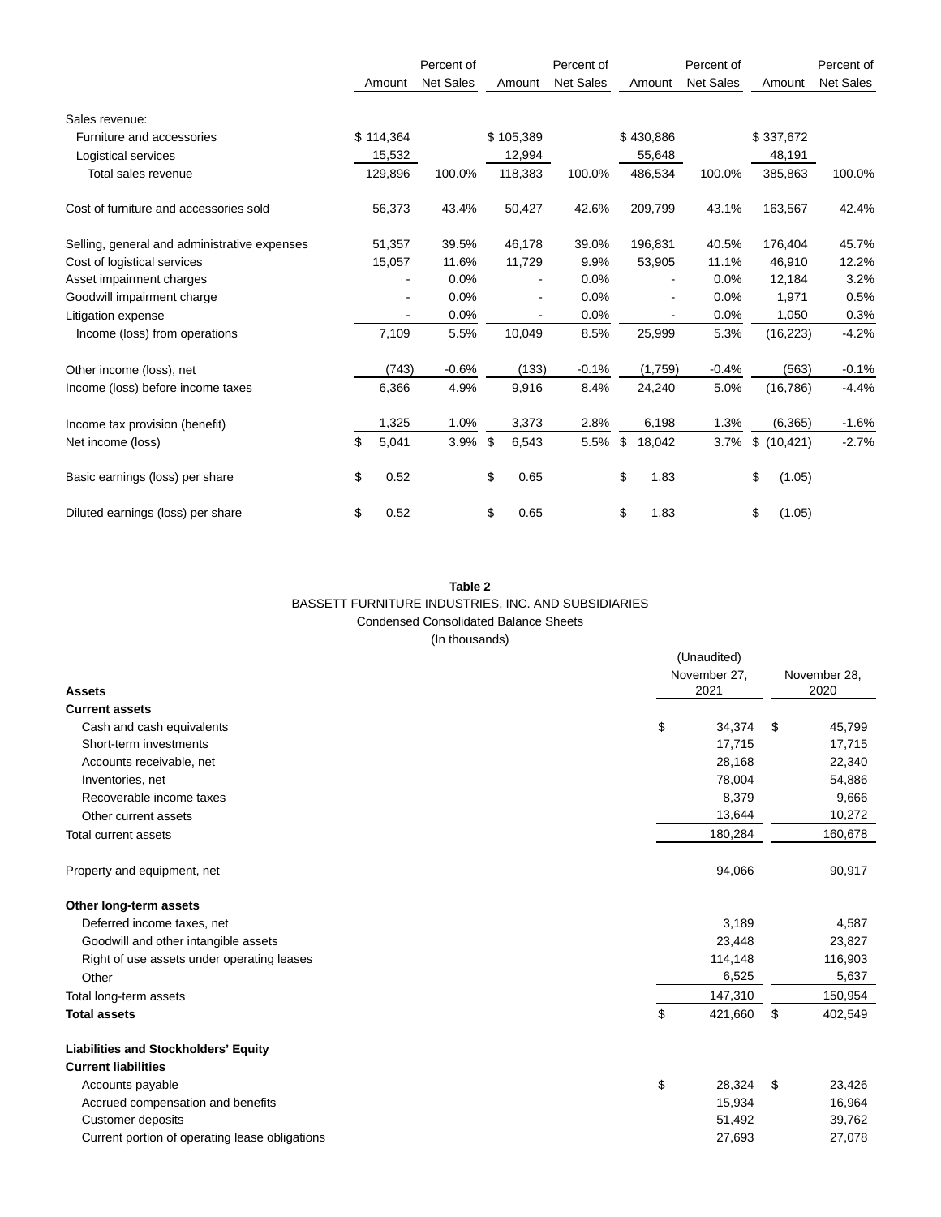| | Amount | Percent of Net Sales | Amount | Percent of Net Sales | Amount | Percent of Net Sales | Amount | Percent of Net Sales |
|---|---|---|---|---|---|---|---|---|
| Sales revenue: | | | | | | | | |
| Furniture and accessories | $ 114,364 | | $ 105,389 | | $ 430,886 | | $ 337,672 | |
| Logistical services | 15,532 | | 12,994 | | 55,648 | | 48,191 | |
| Total sales revenue | 129,896 | 100.0% | 118,383 | 100.0% | 486,534 | 100.0% | 385,863 | 100.0% |
| Cost of furniture and accessories sold | 56,373 | 43.4% | 50,427 | 42.6% | 209,799 | 43.1% | 163,567 | 42.4% |
| Selling, general and administrative expenses | 51,357 | 39.5% | 46,178 | 39.0% | 196,831 | 40.5% | 176,404 | 45.7% |
| Cost of logistical services | 15,057 | 11.6% | 11,729 | 9.9% | 53,905 | 11.1% | 46,910 | 12.2% |
| Asset impairment charges | - | 0.0% | - | 0.0% | - | 0.0% | 12,184 | 3.2% |
| Goodwill impairment charge | - | 0.0% | - | 0.0% | - | 0.0% | 1,971 | 0.5% |
| Litigation expense | - | 0.0% | - | 0.0% | - | 0.0% | 1,050 | 0.3% |
| Income (loss) from operations | 7,109 | 5.5% | 10,049 | 8.5% | 25,999 | 5.3% | (16,223) | -4.2% |
| Other income (loss), net | (743) | -0.6% | (133) | -0.1% | (1,759) | -0.4% | (563) | -0.1% |
| Income (loss) before income taxes | 6,366 | 4.9% | 9,916 | 8.4% | 24,240 | 5.0% | (16,786) | -4.4% |
| Income tax provision (benefit) | 1,325 | 1.0% | 3,373 | 2.8% | 6,198 | 1.3% | (6,365) | -1.6% |
| Net income (loss) | $ 5,041 | 3.9% | $ 6,543 | 5.5% | $ 18,042 | 3.7% | $ (10,421) | -2.7% |
| Basic earnings (loss) per share | $ 0.52 | | $ 0.65 | | $ 1.83 | | $ (1.05) | |
| Diluted earnings (loss) per share | $ 0.52 | | $ 0.65 | | $ 1.83 | | $ (1.05) | |

**Table 2**

BASSETT FURNITURE INDUSTRIES, INC. AND SUBSIDIARIES

Condensed Consolidated Balance Sheets

(In thousands)

| | (Unaudited) November 27, 2021 | November 28, 2020 |
|---|---|---|
| **Assets** | | |
| **Current assets** | | |
| Cash and cash equivalents | $ 34,374 | $ 45,799 |
| Short-term investments | 17,715 | 17,715 |
| Accounts receivable, net | 28,168 | 22,340 |
| Inventories, net | 78,004 | 54,886 |
| Recoverable income taxes | 8,379 | 9,666 |
| Other current assets | 13,644 | 10,272 |
| Total current assets | 180,284 | 160,678 |
| Property and equipment, net | 94,066 | 90,917 |
| **Other long-term assets** | | |
| Deferred income taxes, net | 3,189 | 4,587 |
| Goodwill and other intangible assets | 23,448 | 23,827 |
| Right of use assets under operating leases | 114,148 | 116,903 |
| Other | 6,525 | 5,637 |
| Total long-term assets | 147,310 | 150,954 |
| **Total assets** | $ 421,660 | $ 402,549 |
| **Liabilities and Stockholders' Equity** | | |
| **Current liabilities** | | |
| Accounts payable | $ 28,324 | $ 23,426 |
| Accrued compensation and benefits | 15,934 | 16,964 |
| Customer deposits | 51,492 | 39,762 |
| Current portion of operating lease obligations | 27,693 | 27,078 |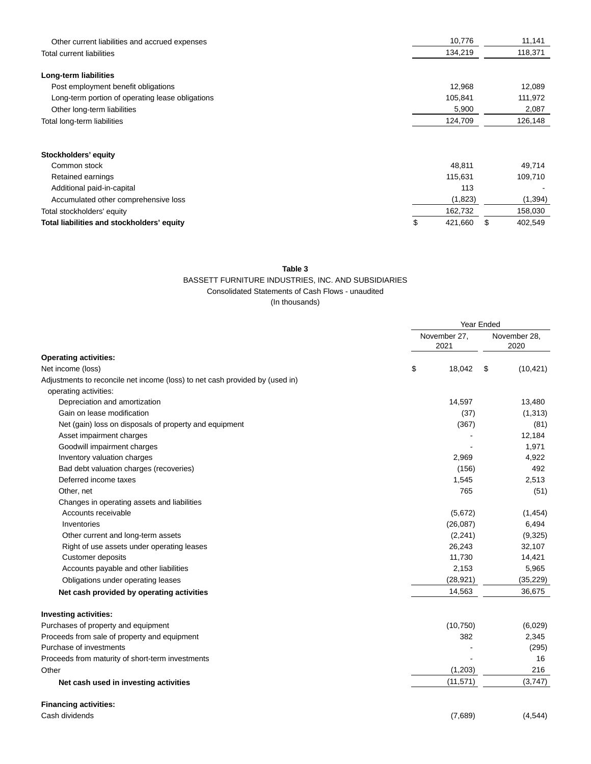| | | |
|---|---|---|
| Other current liabilities and accrued expenses | 10,776 | 11,141 |
| Total current liabilities | 134,219 | 118,371 |
| | | |
| **Long-term liabilities** | | |
| Post employment benefit obligations | 12,968 | 12,089 |
| Long-term portion of operating lease obligations | 105,841 | 111,972 |
| Other long-term liabilities | 5,900 | 2,087 |
| Total long-term liabilities | 124,709 | 126,148 |
| | | |
| **Stockholders' equity** | | |
| Common stock | 48,811 | 49,714 |
| Retained earnings | 115,631 | 109,710 |
| Additional paid-in-capital | 113 | - |
| Accumulated other comprehensive loss | (1,823) | (1,394) |
| Total stockholders' equity | 162,732 | 158,030 |
| **Total liabilities and stockholders' equity** | $ 421,660 | $ 402,549 |

**Table 3**

BASSETT FURNITURE INDUSTRIES, INC. AND SUBSIDIARIES

Consolidated Statements of Cash Flows - unaudited

(In thousands)

| | Year Ended | |
|---|---|---|
| | November 27, 2021 | November 28, 2020 |
| **Operating activities:** | | |
| Net income (loss) | $ 18,042 | $ (10,421) |
| Adjustments to reconcile net income (loss) to net cash provided by (used in) operating activities: | | |
| Depreciation and amortization | 14,597 | 13,480 |
| Gain on lease modification | (37) | (1,313) |
| Net (gain) loss on disposals of property and equipment | (367) | (81) |
| Asset impairment charges | - | 12,184 |
| Goodwill impairment charges | - | 1,971 |
| Inventory valuation charges | 2,969 | 4,922 |
| Bad debt valuation charges (recoveries) | (156) | 492 |
| Deferred income taxes | 1,545 | 2,513 |
| Other, net | 765 | (51) |
| Changes in operating assets and liabilities | | |
| Accounts receivable | (5,672) | (1,454) |
| Inventories | (26,087) | 6,494 |
| Other current and long-term assets | (2,241) | (9,325) |
| Right of use assets under operating leases | 26,243 | 32,107 |
| Customer deposits | 11,730 | 14,421 |
| Accounts payable and other liabilities | 2,153 | 5,965 |
| Obligations under operating leases | (28,921) | (35,229) |
| **Net cash provided by operating activities** | 14,563 | 36,675 |
| | | |
| **Investing activities:** | | |
| Purchases of property and equipment | (10,750) | (6,029) |
| Proceeds from sale of property and equipment | 382 | 2,345 |
| Purchase of investments | - | (295) |
| Proceeds from maturity of short-term investments | - | 16 |
| Other | (1,203) | 216 |
| **Net cash used in investing activities** | (11,571) | (3,747) |
| | | |
| **Financing activities:** | | |
| Cash dividends | (7,689) | (4,544) |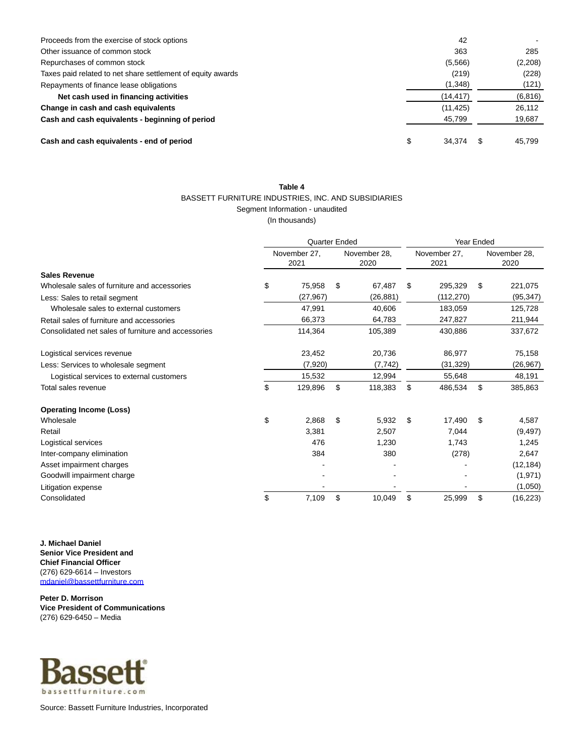| | | |
|---|---|---|
| Proceeds from the exercise of stock options | 42 | - |
| Other issuance of common stock | 363 | 285 |
| Repurchases of common stock | (5,566) | (2,208) |
| Taxes paid related to net share settlement of equity awards | (219) | (228) |
| Repayments of finance lease obligations | (1,348) | (121) |
| **Net cash used in financing activities** | (14,417) | (6,816) |
| **Change in cash and cash equivalents** | (11,425) | 26,112 |
| **Cash and cash equivalents - beginning of period** | 45,799 | 19,687 |
| **Cash and cash equivalents - end of period** | $ 34,374 | $ 45,799 |

**Table 4**

BASSETT FURNITURE INDUSTRIES, INC. AND SUBSIDIARIES

Segment Information - unaudited

(In thousands)

| | Quarter Ended | | Year Ended | |
|---|---|---|---|---|
| | November 27, 2021 | November 28, 2020 | November 27, 2021 | November 28, 2020 |
| **Sales Revenue** | | | | |
| Wholesale sales of furniture and accessories | $ 75,958 | $ 67,487 | $ 295,329 | $ 221,075 |
| Less: Sales to retail segment | (27,967) | (26,881) | (112,270) | (95,347) |
| Wholesale sales to external customers | 47,991 | 40,606 | 183,059 | 125,728 |
| Retail sales of furniture and accessories | 66,373 | 64,783 | 247,827 | 211,944 |
| Consolidated net sales of furniture and accessories | 114,364 | 105,389 | 430,886 | 337,672 |
| | | | | |
| Logistical services revenue | 23,452 | 20,736 | 86,977 | 75,158 |
| Less: Services to wholesale segment | (7,920) | (7,742) | (31,329) | (26,967) |
| Logistical services to external customers | 15,532 | 12,994 | 55,648 | 48,191 |
| Total sales revenue | $ 129,896 | $ 118,383 | $ 486,534 | $ 385,863 |
| | | | | |
| **Operating Income (Loss)** | | | | |
| Wholesale | $ 2,868 | $ 5,932 | $ 17,490 | $ 4,587 |
| Retail | 3,381 | 2,507 | 7,044 | (9,497) |
| Logistical services | 476 | 1,230 | 1,743 | 1,245 |
| Inter-company elimination | 384 | 380 | (278) | 2,647 |
| Asset impairment charges | - | - | - | (12,184) |
| Goodwill impairment charge | - | - | - | (1,971) |
| Litigation expense | - | - | - | (1,050) |
| Consolidated | $ 7,109 | $ 10,049 | $ 25,999 | $ (16,223) |

**J. Michael Daniel**
**Senior Vice President and**
**Chief Financial Officer**
(276) 629-6614 – Investors
mdaniel@bassettfurniture.com

**Peter D. Morrison**
**Vice President of Communications**
(276) 629-6450 – Media

Bassett
bassettfurniture.com

Source: Bassett Furniture Industries, Incorporated